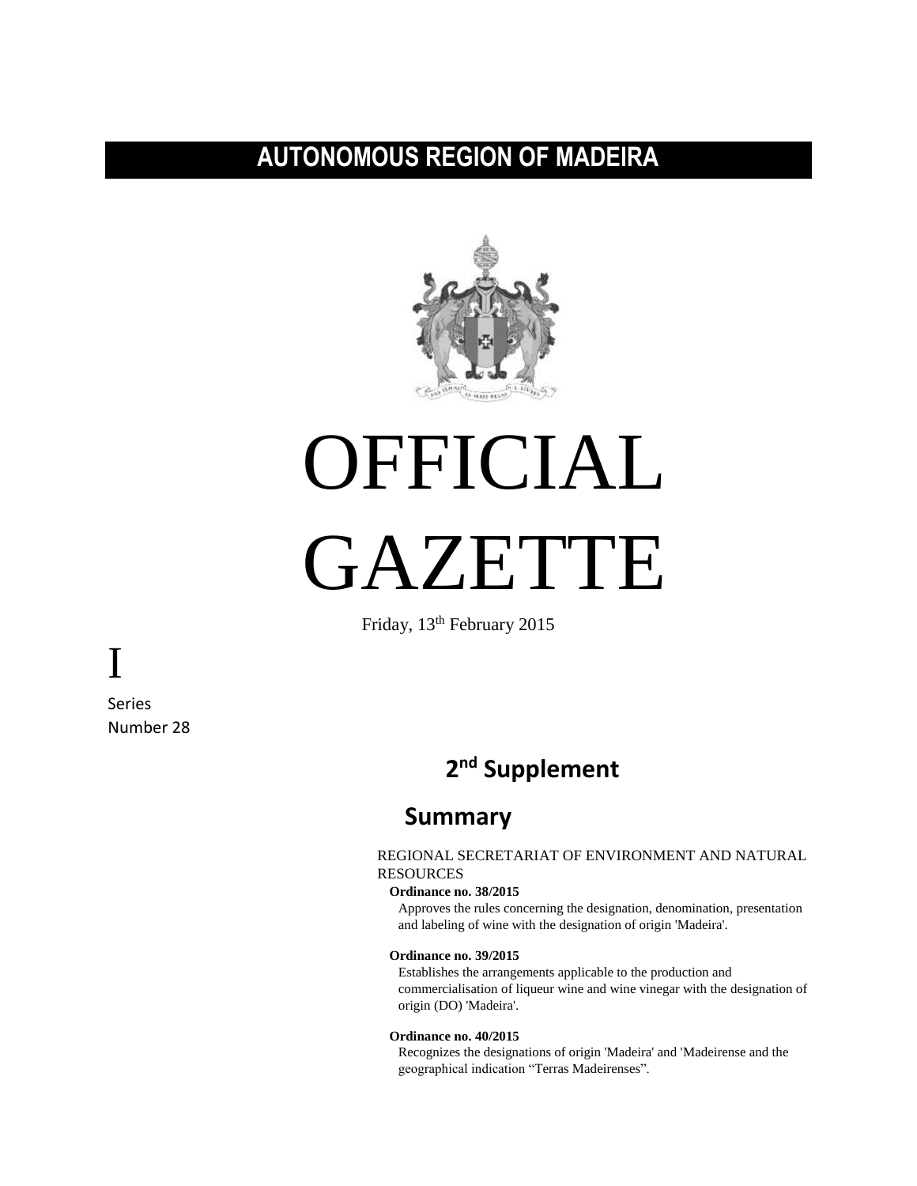# AUTONOMOUS REGION OF MADEIRA

# OFFICIAL GAZETTE

Friday, 13th February 2015

I

Series

Number 28

## 2nd Supplement

## Summary

REGIONAL SECRETARIAT OF ENVIRONMENT AND NATURAL RESOURCES

**Ordinance no. 38/2015**

Approves the rules concerning the designation, denomination, presentation and labeling of wine with the designation of origin 'Madeira'.

**Ordinance no. 39/2015**

Establishes the arrangements applicable to the production and commercialisation of liqueur wine and wine vinegar with the designation of origin (DO) 'Madeira'.

**Ordinance no. 40/2015**

Recognizes the designations of origin 'Madeira' and 'Madeirense and the geographical indication "Terras Madeirenses".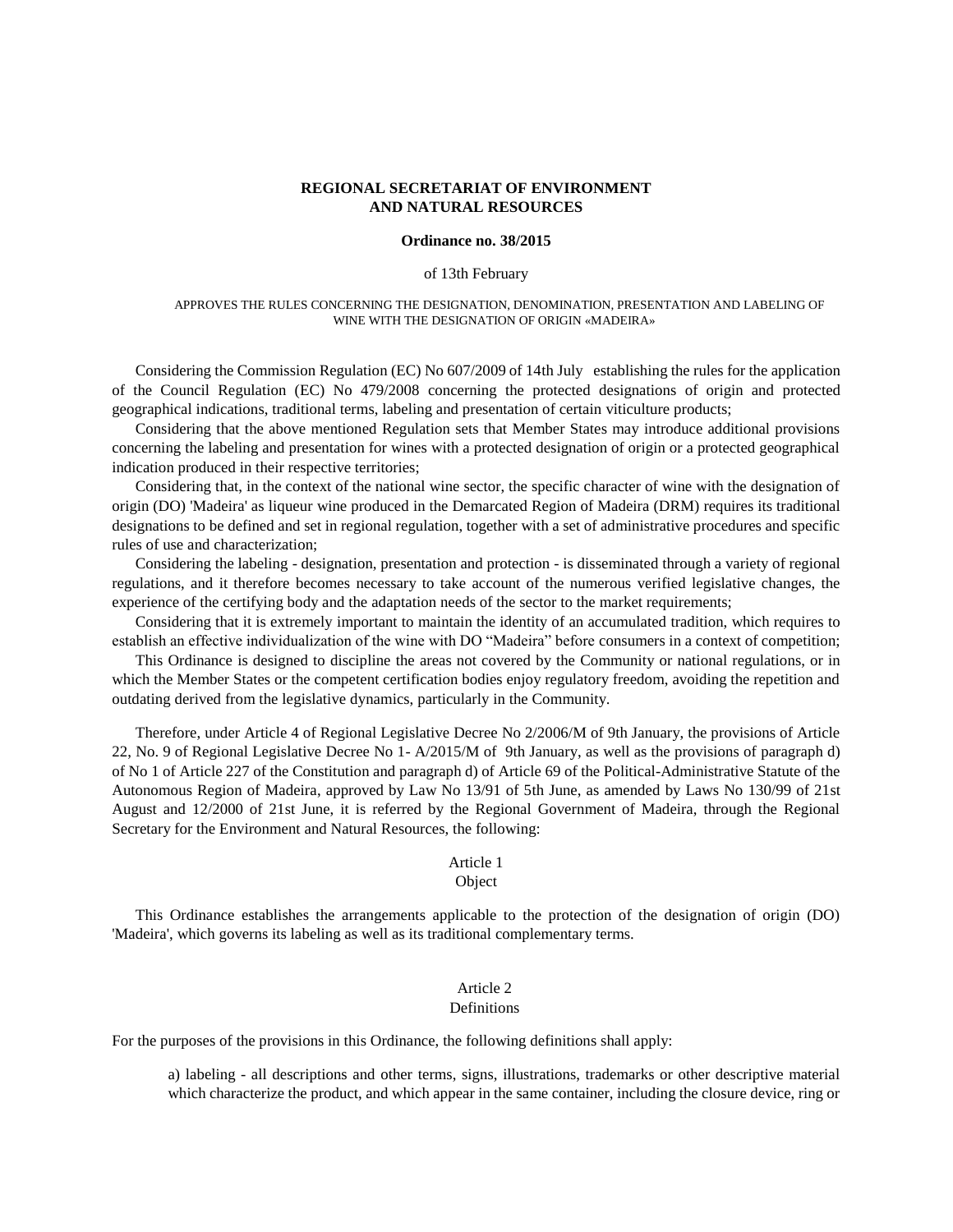**REGIONAL SECRETARIAT OF ENVIRONMENT AND NATURAL RESOURCES**

**Ordinance no. 38/2015**

of 13th February

APPROVES THE RULES CONCERNING THE DESIGNATION, DENOMINATION, PRESENTATION AND LABELING OF WINE WITH THE DESIGNATION OF ORIGIN «MADEIRA»

Considering the Commission Regulation (EC) No 607/2009 of 14th July establishing the rules for the application of the Council Regulation (EC) No 479/2008 concerning the protected designations of origin and protected geographical indications, traditional terms, labeling and presentation of certain viticulture products;

Considering that the above mentioned Regulation sets that Member States may introduce additional provisions concerning the labeling and presentation for wines with a protected designation of origin or a protected geographical indication produced in their respective territories;

Considering that, in the context of the national wine sector, the specific character of wine with the designation of origin (DO) 'Madeira' as liqueur wine produced in the Demarcated Region of Madeira (DRM) requires its traditional designations to be defined and set in regional regulation, together with a set of administrative procedures and specific rules of use and characterization;

Considering the labeling - designation, presentation and protection - is disseminated through a variety of regional regulations, and it therefore becomes necessary to take account of the numerous verified legislative changes, the experience of the certifying body and the adaptation needs of the sector to the market requirements;

Considering that it is extremely important to maintain the identity of an accumulated tradition, which requires to establish an effective individualization of the wine with DO "Madeira" before consumers in a context of competition;

This Ordinance is designed to discipline the areas not covered by the Community or national regulations, or in which the Member States or the competent certification bodies enjoy regulatory freedom, avoiding the repetition and outdating derived from the legislative dynamics, particularly in the Community.

Therefore, under Article 4 of Regional Legislative Decree No 2/2006/M of 9th January, the provisions of Article 22, No. 9 of Regional Legislative Decree No 1- A/2015/M of 9th January, as well as the provisions of paragraph d) of No 1 of Article 227 of the Constitution and paragraph d) of Article 69 of the Political-Administrative Statute of the Autonomous Region of Madeira, approved by Law No 13/91 of 5th June, as amended by Laws No 130/99 of 21st August and 12/2000 of 21st June, it is referred by the Regional Government of Madeira, through the Regional Secretary for the Environment and Natural Resources, the following:

## Article 1
### Object

This Ordinance establishes the arrangements applicable to the protection of the designation of origin (DO) 'Madeira', which governs its labeling as well as its traditional complementary terms.

## Article 2
### Definitions

For the purposes of the provisions in this Ordinance, the following definitions shall apply:

a) labeling - all descriptions and other terms, signs, illustrations, trademarks or other descriptive material which characterize the product, and which appear in the same container, including the closure device, ring or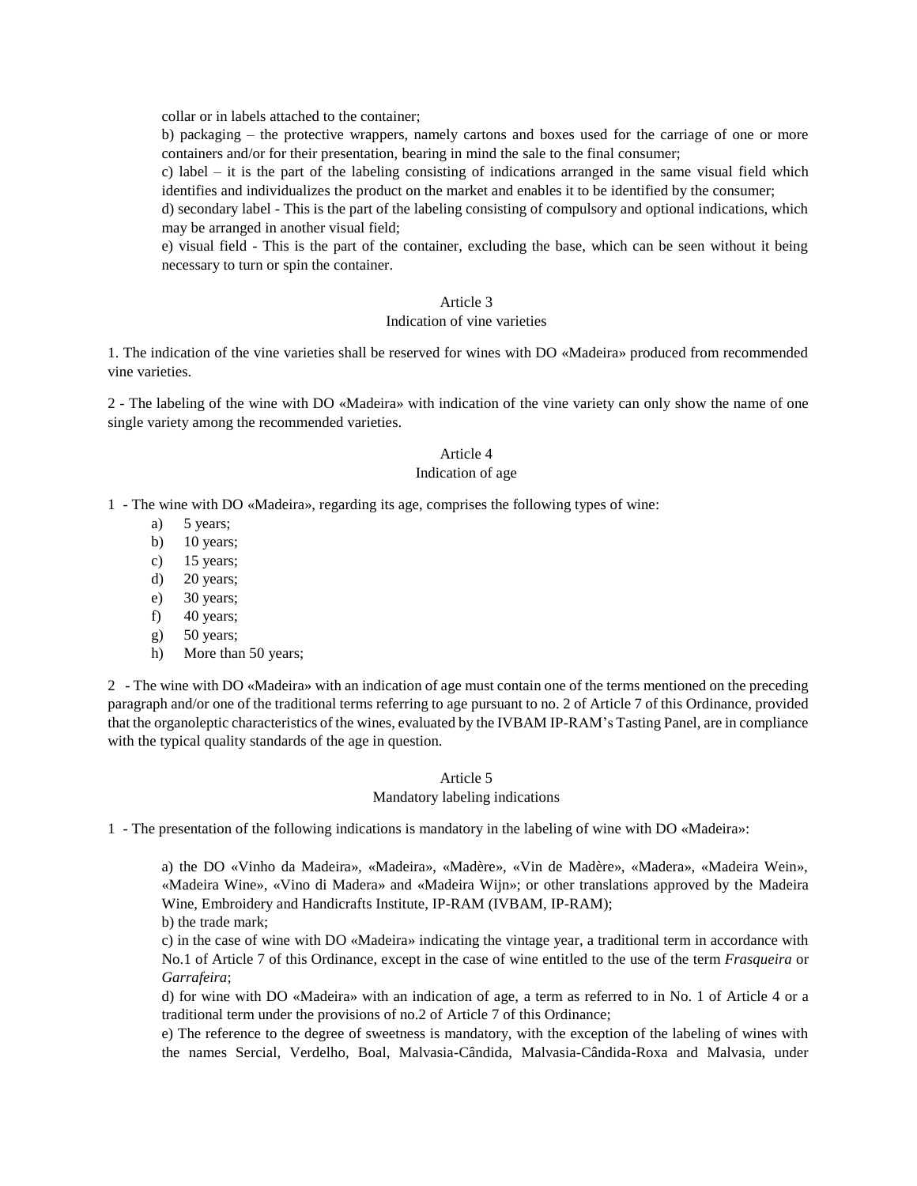collar or in labels attached to the container;

b) packaging – the protective wrappers, namely cartons and boxes used for the carriage of one or more containers and/or for their presentation, bearing in mind the sale to the final consumer;

c) label – it is the part of the labeling consisting of indications arranged in the same visual field which identifies and individualizes the product on the market and enables it to be identified by the consumer;

d) secondary label - This is the part of the labeling consisting of compulsory and optional indications, which may be arranged in another visual field;

e) visual field - This is the part of the container, excluding the base, which can be seen without it being necessary to turn or spin the container.

### Article 3
### Indication of vine varieties

1. The indication of the vine varieties shall be reserved for wines with DO «Madeira» produced from recommended vine varieties.

2 - The labeling of the wine with DO «Madeira» with indication of the vine variety can only show the name of one single variety among the recommended varieties.

### Article 4
### Indication of age

1 - The wine with DO «Madeira», regarding its age, comprises the following types of wine:

a) 5 years;
b) 10 years;
c) 15 years;
d) 20 years;
e) 30 years;
f) 40 years;
g) 50 years;
h) More than 50 years;

2 - The wine with DO «Madeira» with an indication of age must contain one of the terms mentioned on the preceding paragraph and/or one of the traditional terms referring to age pursuant to no. 2 of Article 7 of this Ordinance, provided that the organoleptic characteristics of the wines, evaluated by the IVBAM IP-RAM's Tasting Panel, are in compliance with the typical quality standards of the age in question.

### Article 5
### Mandatory labeling indications

1 - The presentation of the following indications is mandatory in the labeling of wine with DO «Madeira»:

a) the DO «Vinho da Madeira», «Madeira», «Madère», «Vin de Madère», «Madera», «Madeira Wein», «Madeira Wine», «Vino di Madera» and «Madeira Wijn»; or other translations approved by the Madeira Wine, Embroidery and Handicrafts Institute, IP-RAM (IVBAM, IP-RAM);

b) the trade mark;

c) in the case of wine with DO «Madeira» indicating the vintage year, a traditional term in accordance with No.1 of Article 7 of this Ordinance, except in the case of wine entitled to the use of the term *Frasqueira* or *Garrafeira*;

d) for wine with DO «Madeira» with an indication of age, a term as referred to in No. 1 of Article 4 or a traditional term under the provisions of no.2 of Article 7 of this Ordinance;

e) The reference to the degree of sweetness is mandatory, with the exception of the labeling of wines with the names Sercial, Verdelho, Boal, Malvasia-Cândida, Malvasia-Cândida-Roxa and Malvasia, under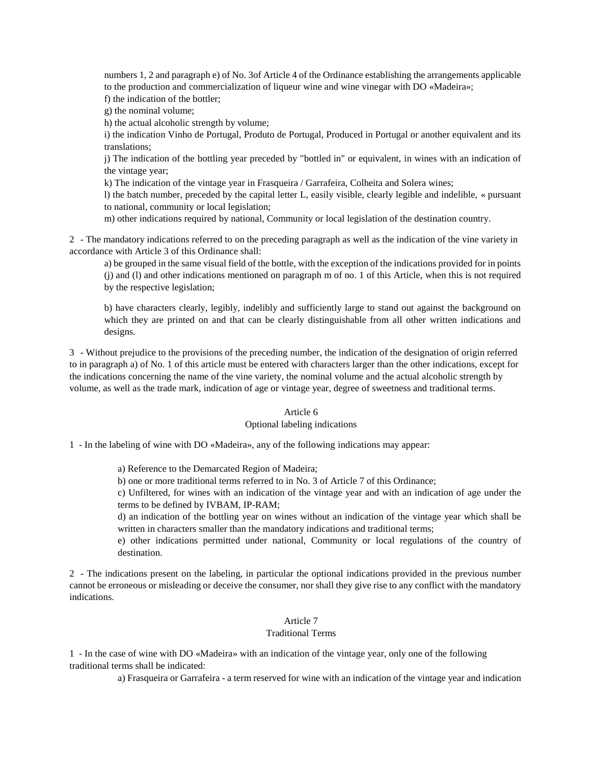numbers 1, 2 and paragraph e) of No. 3of Article 4 of the Ordinance establishing the arrangements applicable to the production and commercialization of liqueur wine and wine vinegar with DO «Madeira»;

f) the indication of the bottler;

g) the nominal volume;

h) the actual alcoholic strength by volume;

i) the indication Vinho de Portugal, Produto de Portugal, Produced in Portugal or another equivalent and its translations;

j) The indication of the bottling year preceded by "bottled in" or equivalent, in wines with an indication of the vintage year;

k) The indication of the vintage year in Frasqueira / Garrafeira, Colheita and Solera wines;

l) the batch number, preceded by the capital letter L, easily visible, clearly legible and indelible, « pursuant to national, community or local legislation;

m) other indications required by national, Community or local legislation of the destination country.

2 - The mandatory indications referred to on the preceding paragraph as well as the indication of the vine variety in accordance with Article 3 of this Ordinance shall:

a) be grouped in the same visual field of the bottle, with the exception of the indications provided for in points (j) and (l) and other indications mentioned on paragraph m of no. 1 of this Article, when this is not required by the respective legislation;

b) have characters clearly, legibly, indelibly and sufficiently large to stand out against the background on which they are printed on and that can be clearly distinguishable from all other written indications and designs.

3 - Without prejudice to the provisions of the preceding number, the indication of the designation of origin referred to in paragraph a) of No. 1 of this article must be entered with characters larger than the other indications, except for the indications concerning the name of the vine variety, the nominal volume and the actual alcoholic strength by volume, as well as the trade mark, indication of age or vintage year, degree of sweetness and traditional terms.

## Article 6
## Optional labeling indications

1 - In the labeling of wine with DO «Madeira», any of the following indications may appear:

a) Reference to the Demarcated Region of Madeira;

b) one or more traditional terms referred to in No. 3 of Article 7 of this Ordinance;

c) Unfiltered, for wines with an indication of the vintage year and with an indication of age under the terms to be defined by IVBAM, IP-RAM;

d) an indication of the bottling year on wines without an indication of the vintage year which shall be written in characters smaller than the mandatory indications and traditional terms;

e) other indications permitted under national, Community or local regulations of the country of destination.

2 - The indications present on the labeling, in particular the optional indications provided in the previous number cannot be erroneous or misleading or deceive the consumer, nor shall they give rise to any conflict with the mandatory indications.

## Article 7
## Traditional Terms

1 - In the case of wine with DO «Madeira» with an indication of the vintage year, only one of the following traditional terms shall be indicated:

a) Frasqueira or Garrafeira - a term reserved for wine with an indication of the vintage year and indication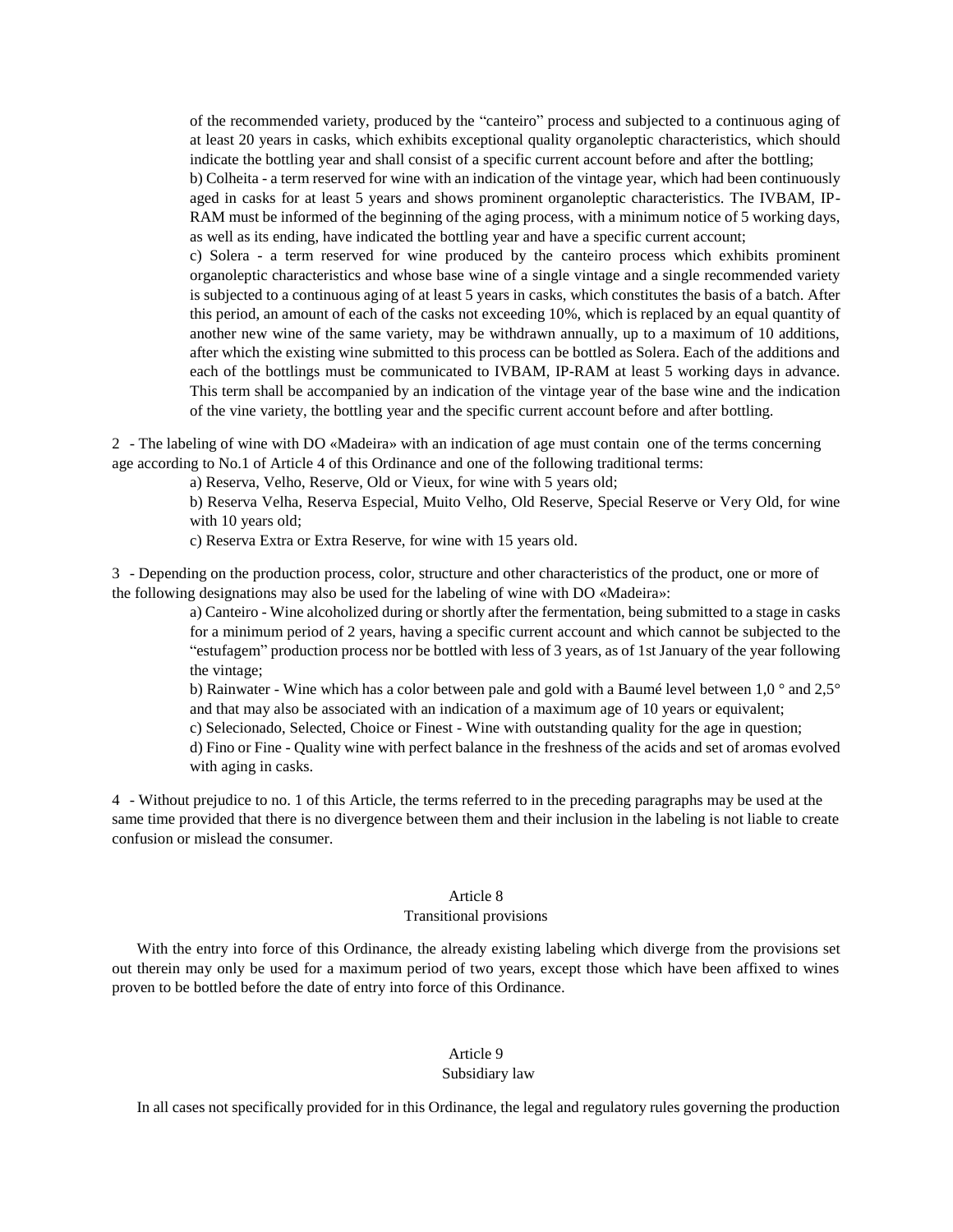of the recommended variety, produced by the "canteiro" process and subjected to a continuous aging of at least 20 years in casks, which exhibits exceptional quality organoleptic characteristics, which should indicate the bottling year and shall consist of a specific current account before and after the bottling;

b) Colheita - a term reserved for wine with an indication of the vintage year, which had been continuously aged in casks for at least 5 years and shows prominent organoleptic characteristics. The IVBAM, IP-RAM must be informed of the beginning of the aging process, with a minimum notice of 5 working days, as well as its ending, have indicated the bottling year and have a specific current account;

c) Solera - a term reserved for wine produced by the canteiro process which exhibits prominent organoleptic characteristics and whose base wine of a single vintage and a single recommended variety is subjected to a continuous aging of at least 5 years in casks, which constitutes the basis of a batch. After this period, an amount of each of the casks not exceeding 10%, which is replaced by an equal quantity of another new wine of the same variety, may be withdrawn annually, up to a maximum of 10 additions, after which the existing wine submitted to this process can be bottled as Solera. Each of the additions and each of the bottlings must be communicated to IVBAM, IP-RAM at least 5 working days in advance. This term shall be accompanied by an indication of the vintage year of the base wine and the indication of the vine variety, the bottling year and the specific current account before and after bottling.

2 - The labeling of wine with DO «Madeira» with an indication of age must contain one of the terms concerning age according to No.1 of Article 4 of this Ordinance and one of the following traditional terms:

a) Reserva, Velho, Reserve, Old or Vieux, for wine with 5 years old;

b) Reserva Velha, Reserva Especial, Muito Velho, Old Reserve, Special Reserve or Very Old, for wine with 10 years old;

c) Reserva Extra or Extra Reserve, for wine with 15 years old.

3 - Depending on the production process, color, structure and other characteristics of the product, one or more of the following designations may also be used for the labeling of wine with DO «Madeira»:

a) Canteiro - Wine alcoholized during or shortly after the fermentation, being submitted to a stage in casks for a minimum period of 2 years, having a specific current account and which cannot be subjected to the "estufagem" production process nor be bottled with less of 3 years, as of 1st January of the year following the vintage;

b) Rainwater - Wine which has a color between pale and gold with a Baumé level between 1,0 ° and 2,5° and that may also be associated with an indication of a maximum age of 10 years or equivalent;

c) Selecionado, Selected, Choice or Finest - Wine with outstanding quality for the age in question;

d) Fino or Fine - Quality wine with perfect balance in the freshness of the acids and set of aromas evolved with aging in casks.

4 - Without prejudice to no. 1 of this Article, the terms referred to in the preceding paragraphs may be used at the same time provided that there is no divergence between them and their inclusion in the labeling is not liable to create confusion or mislead the consumer.

## Article 8
### Transitional provisions

With the entry into force of this Ordinance, the already existing labeling which diverge from the provisions set out therein may only be used for a maximum period of two years, except those which have been affixed to wines proven to be bottled before the date of entry into force of this Ordinance.

## Article 9
### Subsidiary law

In all cases not specifically provided for in this Ordinance, the legal and regulatory rules governing the production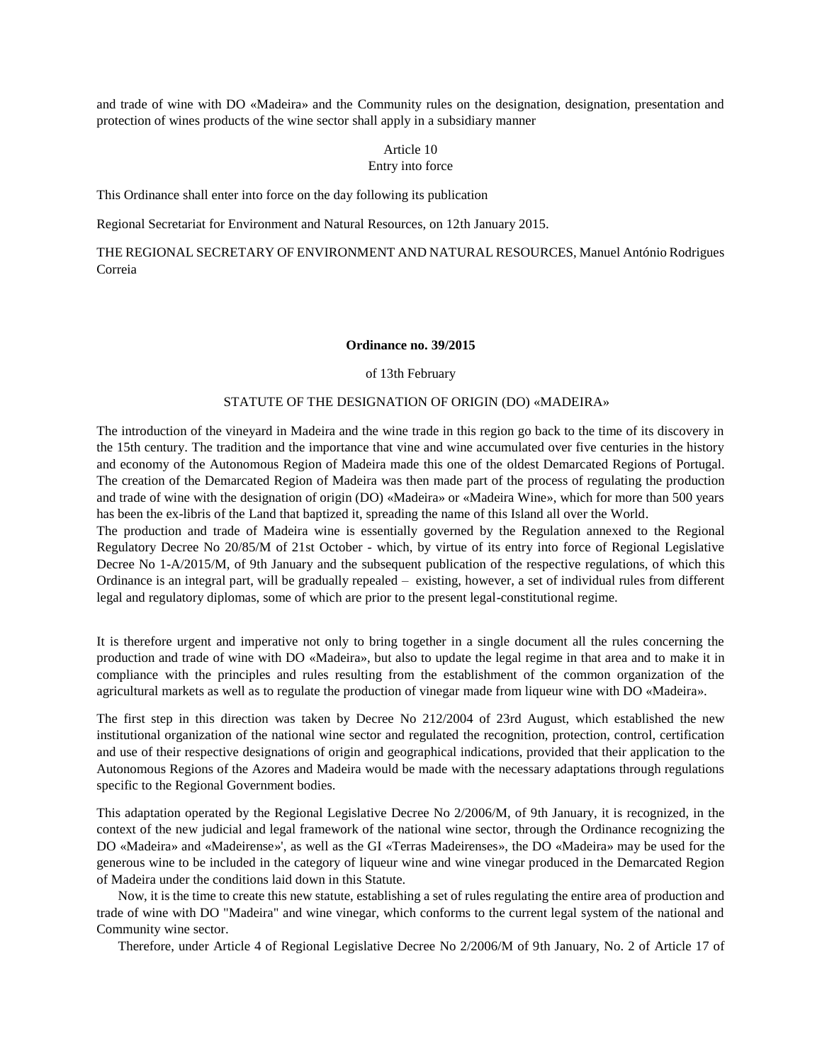and trade of wine with DO «Madeira» and the Community rules on the designation, designation, presentation and protection of wines products of the wine sector shall apply in a subsidiary manner

Article 10
Entry into force

This Ordinance shall enter into force on the day following its publication

Regional Secretariat for Environment and Natural Resources, on 12th January 2015.

THE REGIONAL SECRETARY OF ENVIRONMENT AND NATURAL RESOURCES, Manuel António Rodrigues Correia

**Ordinance no. 39/2015**

of 13th February

STATUTE OF THE DESIGNATION OF ORIGIN (DO) «MADEIRA»

The introduction of the vineyard in Madeira and the wine trade in this region go back to the time of its discovery in the 15th century. The tradition and the importance that vine and wine accumulated over five centuries in the history and economy of the Autonomous Region of Madeira made this one of the oldest Demarcated Regions of Portugal. The creation of the Demarcated Region of Madeira was then made part of the process of regulating the production and trade of wine with the designation of origin (DO) «Madeira» or «Madeira Wine», which for more than 500 years has been the ex-libris of the Land that baptized it, spreading the name of this Island all over the World.
The production and trade of Madeira wine is essentially governed by the Regulation annexed to the Regional Regulatory Decree No 20/85/M of 21st October - which, by virtue of its entry into force of Regional Legislative Decree No 1-A/2015/M, of 9th January and the subsequent publication of the respective regulations, of which this Ordinance is an integral part, will be gradually repealed – existing, however, a set of individual rules from different legal and regulatory diplomas, some of which are prior to the present legal-constitutional regime.

It is therefore urgent and imperative not only to bring together in a single document all the rules concerning the production and trade of wine with DO «Madeira», but also to update the legal regime in that area and to make it in compliance with the principles and rules resulting from the establishment of the common organization of the agricultural markets as well as to regulate the production of vinegar made from liqueur wine with DO «Madeira».

The first step in this direction was taken by Decree No 212/2004 of 23rd August, which established the new institutional organization of the national wine sector and regulated the recognition, protection, control, certification and use of their respective designations of origin and geographical indications, provided that their application to the Autonomous Regions of the Azores and Madeira would be made with the necessary adaptations through regulations specific to the Regional Government bodies.

This adaptation operated by the Regional Legislative Decree No 2/2006/M, of 9th January, it is recognized, in the context of the new judicial and legal framework of the national wine sector, through the Ordinance recognizing the DO «Madeira» and «Madeirense»', as well as the GI «Terras Madeirenses», the DO «Madeira» may be used for the generous wine to be included in the category of liqueur wine and wine vinegar produced in the Demarcated Region of Madeira under the conditions laid down in this Statute.

Now, it is the time to create this new statute, establishing a set of rules regulating the entire area of production and trade of wine with DO "Madeira" and wine vinegar, which conforms to the current legal system of the national and Community wine sector.

Therefore, under Article 4 of Regional Legislative Decree No 2/2006/M of 9th January, No. 2 of Article 17 of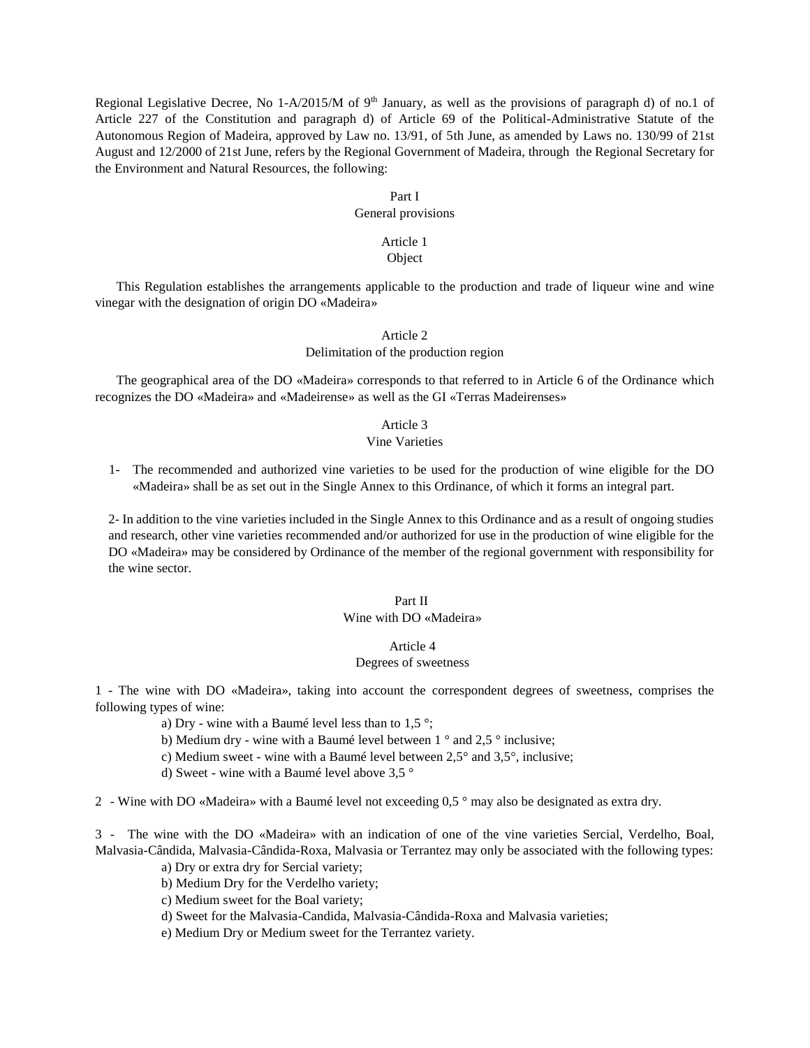Regional Legislative Decree, No 1-A/2015/M of 9th January, as well as the provisions of paragraph d) of no.1 of Article 227 of the Constitution and paragraph d) of Article 69 of the Political-Administrative Statute of the Autonomous Region of Madeira, approved by Law no. 13/91, of 5th June, as amended by Laws no. 130/99 of 21st August and 12/2000 of 21st June, refers by the Regional Government of Madeira, through the Regional Secretary for the Environment and Natural Resources, the following:

## Part I
## General provisions

### Article 1
### Object

This Regulation establishes the arrangements applicable to the production and trade of liqueur wine and wine vinegar with the designation of origin DO «Madeira»

### Article 2
### Delimitation of the production region

The geographical area of the DO «Madeira» corresponds to that referred to in Article 6 of the Ordinance which recognizes the DO «Madeira» and «Madeirense» as well as the GI «Terras Madeirenses»

### Article 3
### Vine Varieties

1- The recommended and authorized vine varieties to be used for the production of wine eligible for the DO «Madeira» shall be as set out in the Single Annex to this Ordinance, of which it forms an integral part.

2- In addition to the vine varieties included in the Single Annex to this Ordinance and as a result of ongoing studies and research, other vine varieties recommended and/or authorized for use in the production of wine eligible for the DO «Madeira» may be considered by Ordinance of the member of the regional government with responsibility for the wine sector.

## Part II
## Wine with DO «Madeira»

### Article 4
### Degrees of sweetness

1 - The wine with DO «Madeira», taking into account the correspondent degrees of sweetness, comprises the following types of wine:

a) Dry - wine with a Baumé level less than to 1,5 °;
b) Medium dry - wine with a Baumé level between 1 ° and 2,5 ° inclusive;
c) Medium sweet - wine with a Baumé level between 2,5° and 3,5°, inclusive;
d) Sweet - wine with a Baumé level above 3,5 °

2 - Wine with DO «Madeira» with a Baumé level not exceeding 0,5 ° may also be designated as extra dry.

3 - The wine with the DO «Madeira» with an indication of one of the vine varieties Sercial, Verdelho, Boal, Malvasia-Cândida, Malvasia-Cândida-Roxa, Malvasia or Terrantez may only be associated with the following types:

a) Dry or extra dry for Sercial variety;
b) Medium Dry for the Verdelho variety;
c) Medium sweet for the Boal variety;
d) Sweet for the Malvasia-Candida, Malvasia-Cândida-Roxa and Malvasia varieties;
e) Medium Dry or Medium sweet for the Terrantez variety.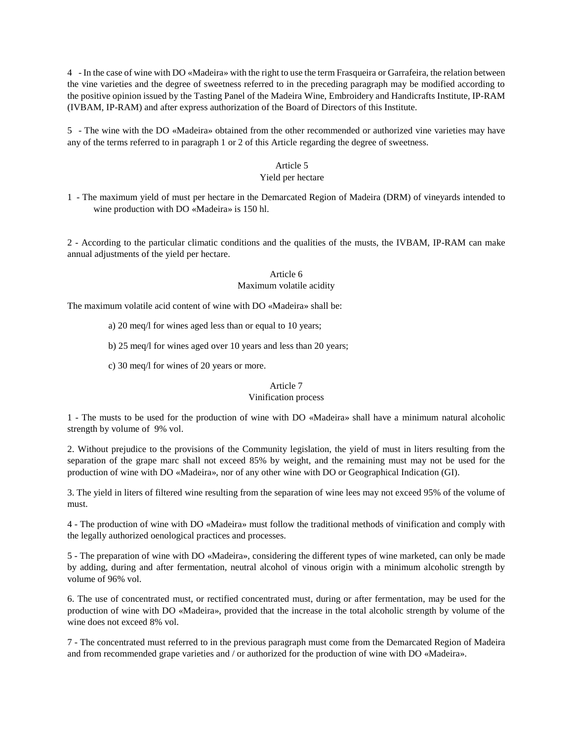4 - In the case of wine with DO «Madeira» with the right to use the term Frasqueira or Garrafeira, the relation between the vine varieties and the degree of sweetness referred to in the preceding paragraph may be modified according to the positive opinion issued by the Tasting Panel of the Madeira Wine, Embroidery and Handicrafts Institute, IP-RAM (IVBAM, IP-RAM) and after express authorization of the Board of Directors of this Institute.

5 - The wine with the DO «Madeira» obtained from the other recommended or authorized vine varieties may have any of the terms referred to in paragraph 1 or 2 of this Article regarding the degree of sweetness.

## Article 5
## Yield per hectare

1 - The maximum yield of must per hectare in the Demarcated Region of Madeira (DRM) of vineyards intended to wine production with DO «Madeira» is 150 hl.

2 - According to the particular climatic conditions and the qualities of the musts, the IVBAM, IP-RAM can make annual adjustments of the yield per hectare.

## Article 6
## Maximum volatile acidity

The maximum volatile acid content of wine with DO «Madeira» shall be:

a) 20 meq/l for wines aged less than or equal to 10 years;

b) 25 meq/l for wines aged over 10 years and less than 20 years;

c) 30 meq/l for wines of 20 years or more.

## Article 7
## Vinification process

1 - The musts to be used for the production of wine with DO «Madeira» shall have a minimum natural alcoholic strength by volume of 9% vol.

2. Without prejudice to the provisions of the Community legislation, the yield of must in liters resulting from the separation of the grape marc shall not exceed 85% by weight, and the remaining must may not be used for the production of wine with DO «Madeira», nor of any other wine with DO or Geographical Indication (GI).

3. The yield in liters of filtered wine resulting from the separation of wine lees may not exceed 95% of the volume of must.

4 - The production of wine with DO «Madeira» must follow the traditional methods of vinification and comply with the legally authorized oenological practices and processes.

5 - The preparation of wine with DO «Madeira», considering the different types of wine marketed, can only be made by adding, during and after fermentation, neutral alcohol of vinous origin with a minimum alcoholic strength by volume of 96% vol.

6. The use of concentrated must, or rectified concentrated must, during or after fermentation, may be used for the production of wine with DO «Madeira», provided that the increase in the total alcoholic strength by volume of the wine does not exceed 8% vol.

7 - The concentrated must referred to in the previous paragraph must come from the Demarcated Region of Madeira and from recommended grape varieties and / or authorized for the production of wine with DO «Madeira».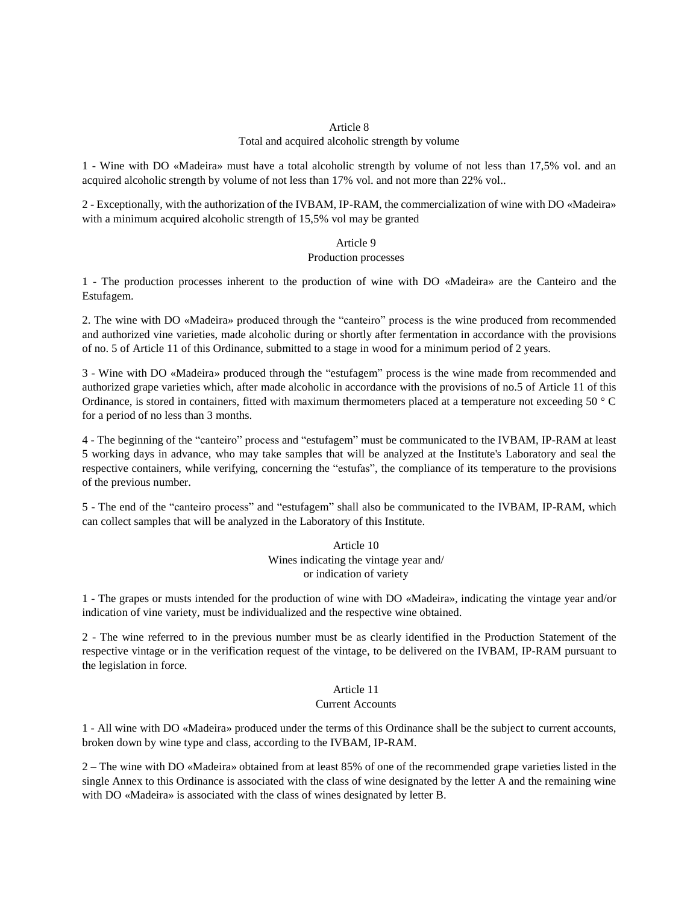## Article 8
### Total and acquired alcoholic strength by volume

1 - Wine with DO «Madeira» must have a total alcoholic strength by volume of not less than 17,5% vol. and an acquired alcoholic strength by volume of not less than 17% vol. and not more than 22% vol..

2 - Exceptionally, with the authorization of the IVBAM, IP-RAM, the commercialization of wine with DO «Madeira» with a minimum acquired alcoholic strength of 15,5% vol may be granted

## Article 9
### Production processes

1 - The production processes inherent to the production of wine with DO «Madeira» are the Canteiro and the Estufagem.

2. The wine with DO «Madeira» produced through the "canteiro" process is the wine produced from recommended and authorized vine varieties, made alcoholic during or shortly after fermentation in accordance with the provisions of no. 5 of Article 11 of this Ordinance, submitted to a stage in wood for a minimum period of 2 years.

3 - Wine with DO «Madeira» produced through the "estufagem" process is the wine made from recommended and authorized grape varieties which, after made alcoholic in accordance with the provisions of no.5 of Article 11 of this Ordinance, is stored in containers, fitted with maximum thermometers placed at a temperature not exceeding 50 ° C for a period of no less than 3 months.

4 - The beginning of the "canteiro" process and "estufagem" must be communicated to the IVBAM, IP-RAM at least 5 working days in advance, who may take samples that will be analyzed at the Institute's Laboratory and seal the respective containers, while verifying, concerning the "estufas", the compliance of its temperature to the provisions of the previous number.

5 - The end of the "canteiro process" and "estufagem" shall also be communicated to the IVBAM, IP-RAM, which can collect samples that will be analyzed in the Laboratory of this Institute.

## Article 10
### Wines indicating the vintage year and/ or indication of variety

1 - The grapes or musts intended for the production of wine with DO «Madeira», indicating the vintage year and/or indication of vine variety, must be individualized and the respective wine obtained.

2 - The wine referred to in the previous number must be as clearly identified in the Production Statement of the respective vintage or in the verification request of the vintage, to be delivered on the IVBAM, IP-RAM pursuant to the legislation in force.

## Article 11
### Current Accounts

1 - All wine with DO «Madeira» produced under the terms of this Ordinance shall be the subject to current accounts, broken down by wine type and class, according to the IVBAM, IP-RAM.

2 – The wine with DO «Madeira» obtained from at least 85% of one of the recommended grape varieties listed in the single Annex to this Ordinance is associated with the class of wine designated by the letter A and the remaining wine with DO «Madeira» is associated with the class of wines designated by letter B.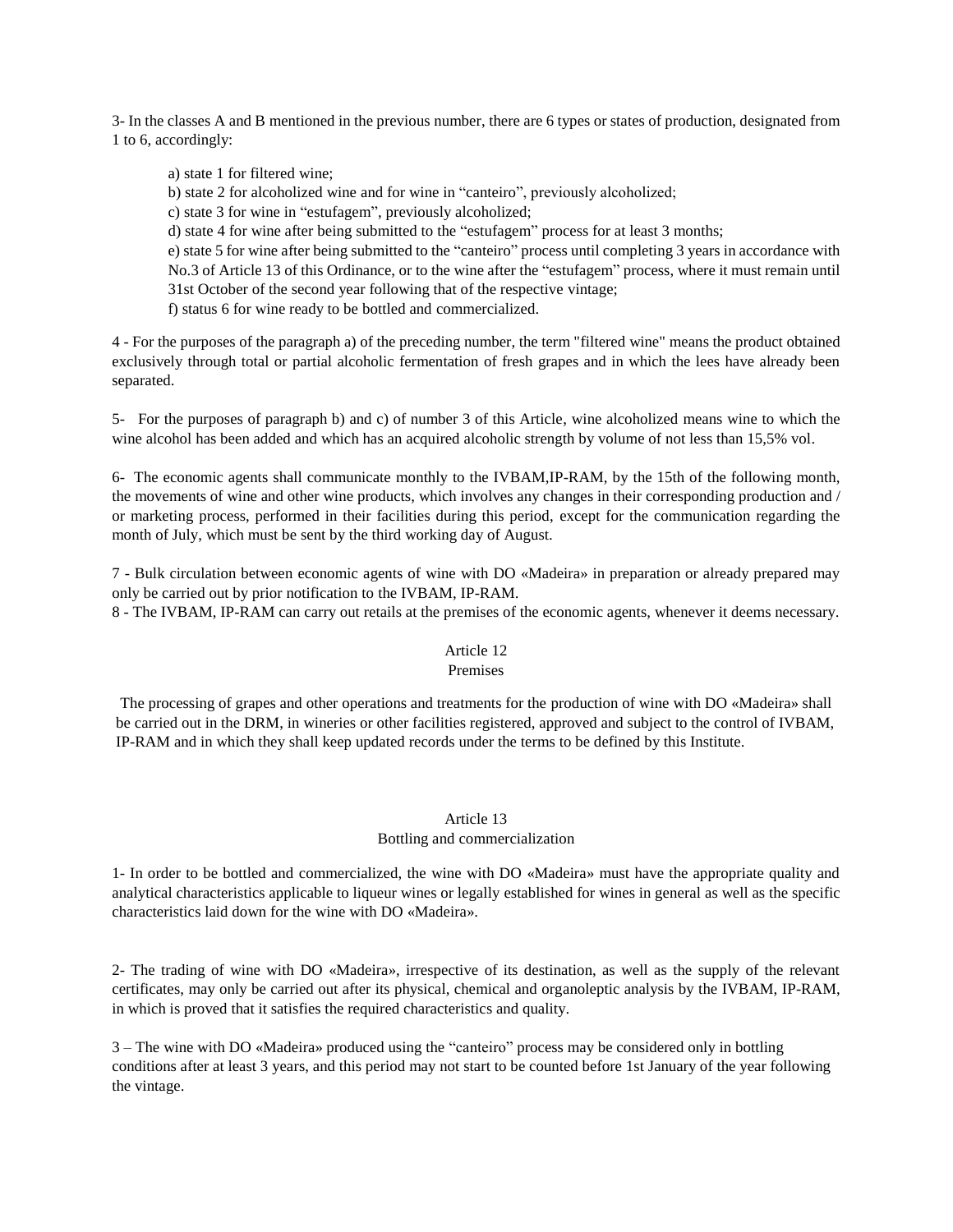3- In the classes A and B mentioned in the previous number, there are 6 types or states of production, designated from 1 to 6, accordingly:

a) state 1 for filtered wine;
b) state 2 for alcoholized wine and for wine in “canteiro”, previously alcoholized;
c) state 3 for wine in “estufagem”, previously alcoholized;
d) state 4 for wine after being submitted to the “estufagem” process for at least 3 months;
e) state 5 for wine after being submitted to the “canteiro” process until completing 3 years in accordance with No.3 of Article 13 of this Ordinance, or to the wine after the “estufagem” process, where it must remain until 31st October of the second year following that of the respective vintage;
f) status 6 for wine ready to be bottled and commercialized.

4 - For the purposes of the paragraph a) of the preceding number, the term "filtered wine" means the product obtained exclusively through total or partial alcoholic fermentation of fresh grapes and in which the lees have already been separated.

5- For the purposes of paragraph b) and c) of number 3 of this Article, wine alcoholized means wine to which the wine alcohol has been added and which has an acquired alcoholic strength by volume of not less than 15,5% vol.

6- The economic agents shall communicate monthly to the IVBAM,IP-RAM, by the 15th of the following month, the movements of wine and other wine products, which involves any changes in their corresponding production and / or marketing process, performed in their facilities during this period, except for the communication regarding the month of July, which must be sent by the third working day of August.

7 - Bulk circulation between economic agents of wine with DO «Madeira» in preparation or already prepared may only be carried out by prior notification to the IVBAM, IP-RAM.
8 - The IVBAM, IP-RAM can carry out retails at the premises of the economic agents, whenever it deems necessary.

## Article 12
### Premises

The processing of grapes and other operations and treatments for the production of wine with DO «Madeira» shall be carried out in the DRM, in wineries or other facilities registered, approved and subject to the control of IVBAM, IP-RAM and in which they shall keep updated records under the terms to be defined by this Institute.

## Article 13
### Bottling and commercialization

1- In order to be bottled and commercialized, the wine with DO «Madeira» must have the appropriate quality and analytical characteristics applicable to liqueur wines or legally established for wines in general as well as the specific characteristics laid down for the wine with DO «Madeira».

2- The trading of wine with DO «Madeira», irrespective of its destination, as well as the supply of the relevant certificates, may only be carried out after its physical, chemical and organoleptic analysis by the IVBAM, IP-RAM, in which is proved that it satisfies the required characteristics and quality.

3 – The wine with DO «Madeira» produced using the “canteiro” process may be considered only in bottling conditions after at least 3 years, and this period may not start to be counted before 1st January of the year following the vintage.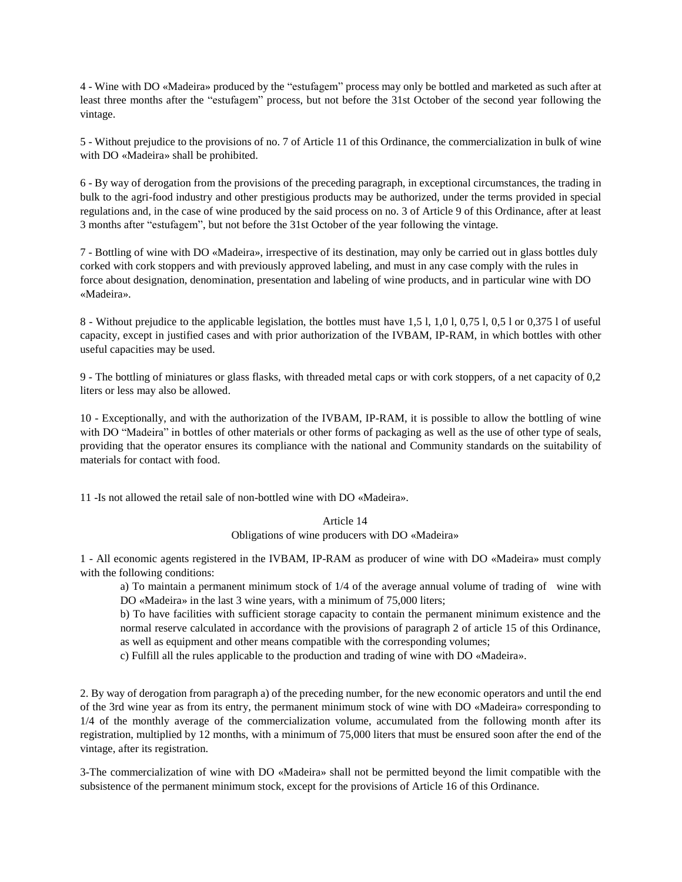4 - Wine with DO «Madeira» produced by the "estufagem" process may only be bottled and marketed as such after at least three months after the "estufagem" process, but not before the 31st October of the second year following the vintage.

5 - Without prejudice to the provisions of no. 7 of Article 11 of this Ordinance, the commercialization in bulk of wine with DO «Madeira» shall be prohibited.

6 - By way of derogation from the provisions of the preceding paragraph, in exceptional circumstances, the trading in bulk to the agri-food industry and other prestigious products may be authorized, under the terms provided in special regulations and, in the case of wine produced by the said process on no. 3 of Article 9 of this Ordinance, after at least 3 months after "estufagem", but not before the 31st October of the year following the vintage.

7 - Bottling of wine with DO «Madeira», irrespective of its destination, may only be carried out in glass bottles duly corked with cork stoppers and with previously approved labeling, and must in any case comply with the rules in force about designation, denomination, presentation and labeling of wine products, and in particular wine with DO «Madeira».

8 - Without prejudice to the applicable legislation, the bottles must have 1,5 l, 1,0 l, 0,75 l, 0,5 l or 0,375 l of useful capacity, except in justified cases and with prior authorization of the IVBAM, IP-RAM, in which bottles with other useful capacities may be used.

9 - The bottling of miniatures or glass flasks, with threaded metal caps or with cork stoppers, of a net capacity of 0,2 liters or less may also be allowed.

10 - Exceptionally, and with the authorization of the IVBAM, IP-RAM, it is possible to allow the bottling of wine with DO "Madeira" in bottles of other materials or other forms of packaging as well as the use of other type of seals, providing that the operator ensures its compliance with the national and Community standards on the suitability of materials for contact with food.

11 -Is not allowed the retail sale of non-bottled wine with DO «Madeira».

### Article 14
### Obligations of wine producers with DO «Madeira»

1 - All economic agents registered in the IVBAM, IP-RAM as producer of wine with DO «Madeira» must comply with the following conditions:

a) To maintain a permanent minimum stock of 1/4 of the average annual volume of trading of wine with DO «Madeira» in the last 3 wine years, with a minimum of 75,000 liters;

b) To have facilities with sufficient storage capacity to contain the permanent minimum existence and the normal reserve calculated in accordance with the provisions of paragraph 2 of article 15 of this Ordinance, as well as equipment and other means compatible with the corresponding volumes;

c) Fulfill all the rules applicable to the production and trading of wine with DO «Madeira».

2. By way of derogation from paragraph a) of the preceding number, for the new economic operators and until the end of the 3rd wine year as from its entry, the permanent minimum stock of wine with DO «Madeira» corresponding to 1/4 of the monthly average of the commercialization volume, accumulated from the following month after its registration, multiplied by 12 months, with a minimum of 75,000 liters that must be ensured soon after the end of the vintage, after its registration.

3-The commercialization of wine with DO «Madeira» shall not be permitted beyond the limit compatible with the subsistence of the permanent minimum stock, except for the provisions of Article 16 of this Ordinance.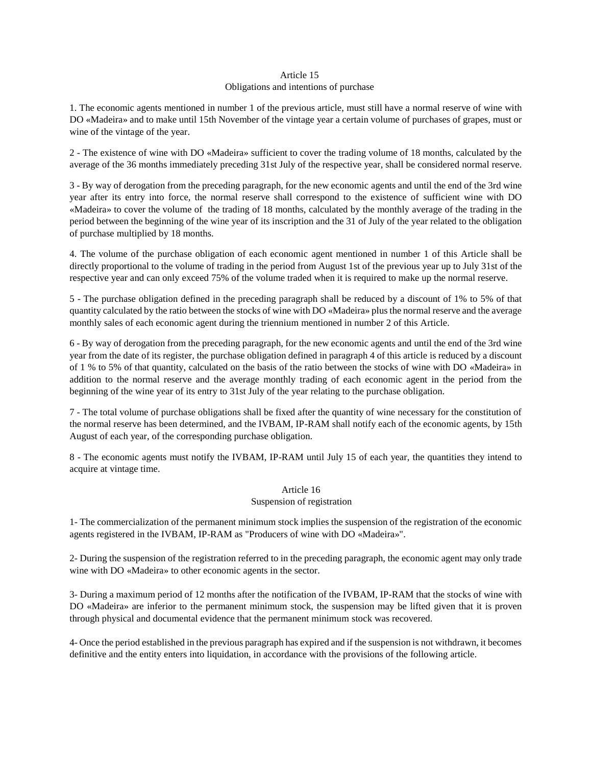## Article 15
### Obligations and intentions of purchase

1. The economic agents mentioned in number 1 of the previous article, must still have a normal reserve of wine with DO «Madeira» and to make until 15th November of the vintage year a certain volume of purchases of grapes, must or wine of the vintage of the year.

2 - The existence of wine with DO «Madeira» sufficient to cover the trading volume of 18 months, calculated by the average of the 36 months immediately preceding 31st July of the respective year, shall be considered normal reserve.

3 - By way of derogation from the preceding paragraph, for the new economic agents and until the end of the 3rd wine year after its entry into force, the normal reserve shall correspond to the existence of sufficient wine with DO «Madeira» to cover the volume of the trading of 18 months, calculated by the monthly average of the trading in the period between the beginning of the wine year of its inscription and the 31 of July of the year related to the obligation of purchase multiplied by 18 months.

4. The volume of the purchase obligation of each economic agent mentioned in number 1 of this Article shall be directly proportional to the volume of trading in the period from August 1st of the previous year up to July 31st of the respective year and can only exceed 75% of the volume traded when it is required to make up the normal reserve.

5 - The purchase obligation defined in the preceding paragraph shall be reduced by a discount of 1% to 5% of that quantity calculated by the ratio between the stocks of wine with DO «Madeira» plus the normal reserve and the average monthly sales of each economic agent during the triennium mentioned in number 2 of this Article.

6 - By way of derogation from the preceding paragraph, for the new economic agents and until the end of the 3rd wine year from the date of its register, the purchase obligation defined in paragraph 4 of this article is reduced by a discount of 1 % to 5% of that quantity, calculated on the basis of the ratio between the stocks of wine with DO «Madeira» in addition to the normal reserve and the average monthly trading of each economic agent in the period from the beginning of the wine year of its entry to 31st July of the year relating to the purchase obligation.

7 - The total volume of purchase obligations shall be fixed after the quantity of wine necessary for the constitution of the normal reserve has been determined, and the IVBAM, IP-RAM shall notify each of the economic agents, by 15th August of each year, of the corresponding purchase obligation.

8 - The economic agents must notify the IVBAM, IP-RAM until July 15 of each year, the quantities they intend to acquire at vintage time.

## Article 16
### Suspension of registration

1- The commercialization of the permanent minimum stock implies the suspension of the registration of the economic agents registered in the IVBAM, IP-RAM as "Producers of wine with DO «Madeira»".

2- During the suspension of the registration referred to in the preceding paragraph, the economic agent may only trade wine with DO «Madeira» to other economic agents in the sector.

3- During a maximum period of 12 months after the notification of the IVBAM, IP-RAM that the stocks of wine with DO «Madeira» are inferior to the permanent minimum stock, the suspension may be lifted given that it is proven through physical and documental evidence that the permanent minimum stock was recovered.

4- Once the period established in the previous paragraph has expired and if the suspension is not withdrawn, it becomes definitive and the entity enters into liquidation, in accordance with the provisions of the following article.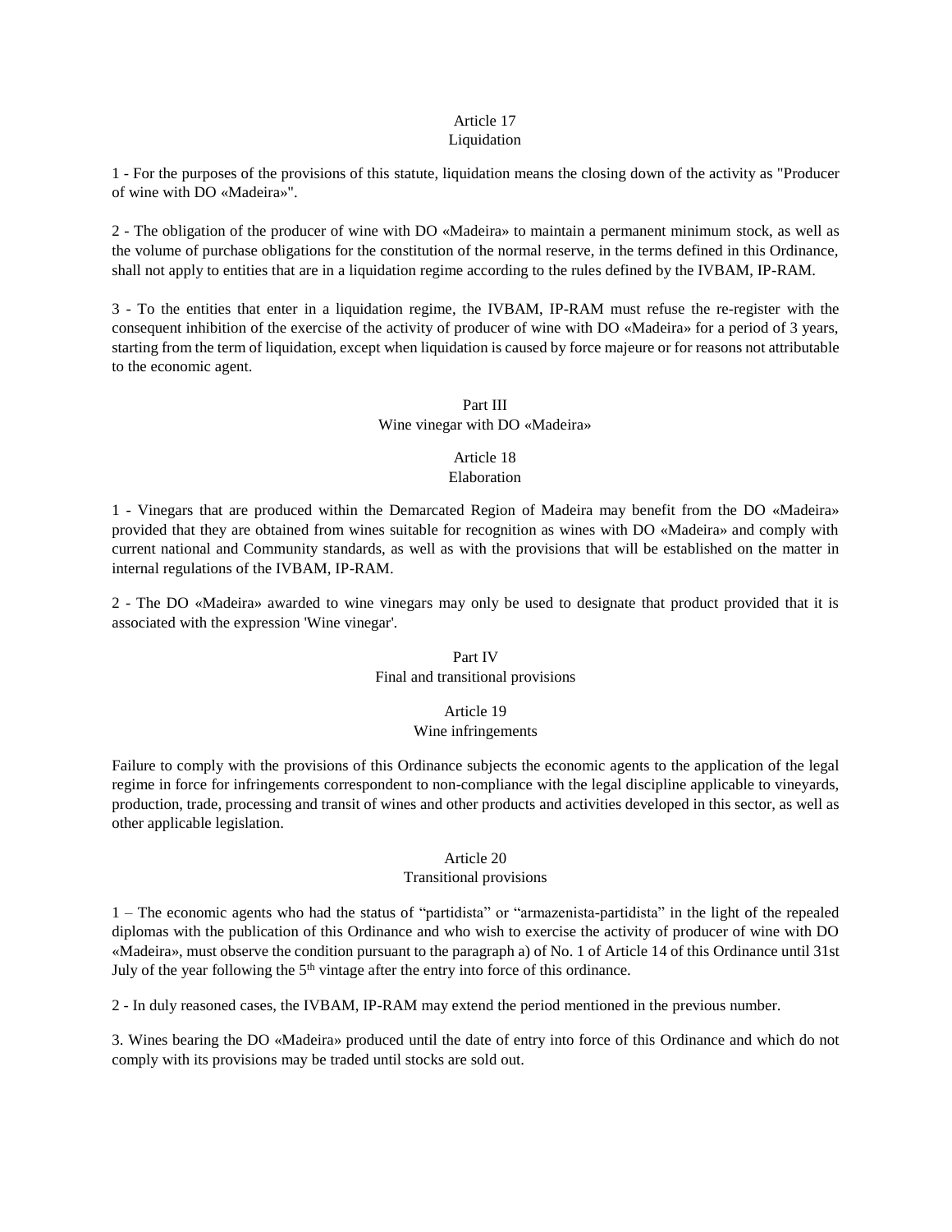### Article 17
### Liquidation

1 - For the purposes of the provisions of this statute, liquidation means the closing down of the activity as "Producer of wine with DO «Madeira»".

2 - The obligation of the producer of wine with DO «Madeira» to maintain a permanent minimum stock, as well as the volume of purchase obligations for the constitution of the normal reserve, in the terms defined in this Ordinance, shall not apply to entities that are in a liquidation regime according to the rules defined by the IVBAM, IP-RAM.

3 - To the entities that enter in a liquidation regime, the IVBAM, IP-RAM must refuse the re-register with the consequent inhibition of the exercise of the activity of producer of wine with DO «Madeira» for a period of 3 years, starting from the term of liquidation, except when liquidation is caused by force majeure or for reasons not attributable to the economic agent.

## Part III
## Wine vinegar with DO «Madeira»

### Article 18
### Elaboration

1 - Vinegars that are produced within the Demarcated Region of Madeira may benefit from the DO «Madeira» provided that they are obtained from wines suitable for recognition as wines with DO «Madeira» and comply with current national and Community standards, as well as with the provisions that will be established on the matter in internal regulations of the IVBAM, IP-RAM.

2 - The DO «Madeira» awarded to wine vinegars may only be used to designate that product provided that it is associated with the expression 'Wine vinegar'.

## Part IV
## Final and transitional provisions

### Article 19
### Wine infringements

Failure to comply with the provisions of this Ordinance subjects the economic agents to the application of the legal regime in force for infringements correspondent to non-compliance with the legal discipline applicable to vineyards, production, trade, processing and transit of wines and other products and activities developed in this sector, as well as other applicable legislation.

### Article 20
### Transitional provisions

1 – The economic agents who had the status of "partidista" or "armazenista-partidista" in the light of the repealed diplomas with the publication of this Ordinance and who wish to exercise the activity of producer of wine with DO «Madeira», must observe the condition pursuant to the paragraph a) of No. 1 of Article 14 of this Ordinance until 31st July of the year following the 5th vintage after the entry into force of this ordinance.

2 - In duly reasoned cases, the IVBAM, IP-RAM may extend the period mentioned in the previous number.

3. Wines bearing the DO «Madeira» produced until the date of entry into force of this Ordinance and which do not comply with its provisions may be traded until stocks are sold out.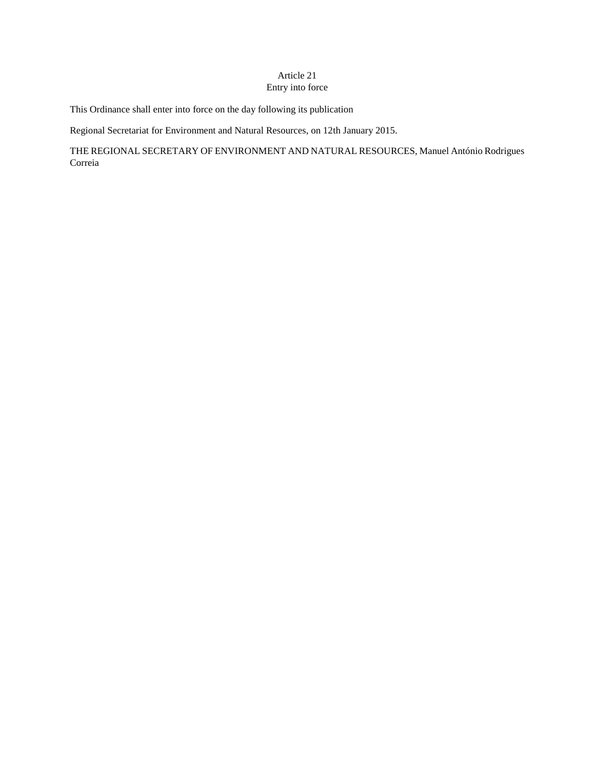### Article 21
### Entry into force

This Ordinance shall enter into force on the day following its publication

Regional Secretariat for Environment and Natural Resources, on 12th January 2015.

THE REGIONAL SECRETARY OF ENVIRONMENT AND NATURAL RESOURCES, Manuel António Rodrigues Correia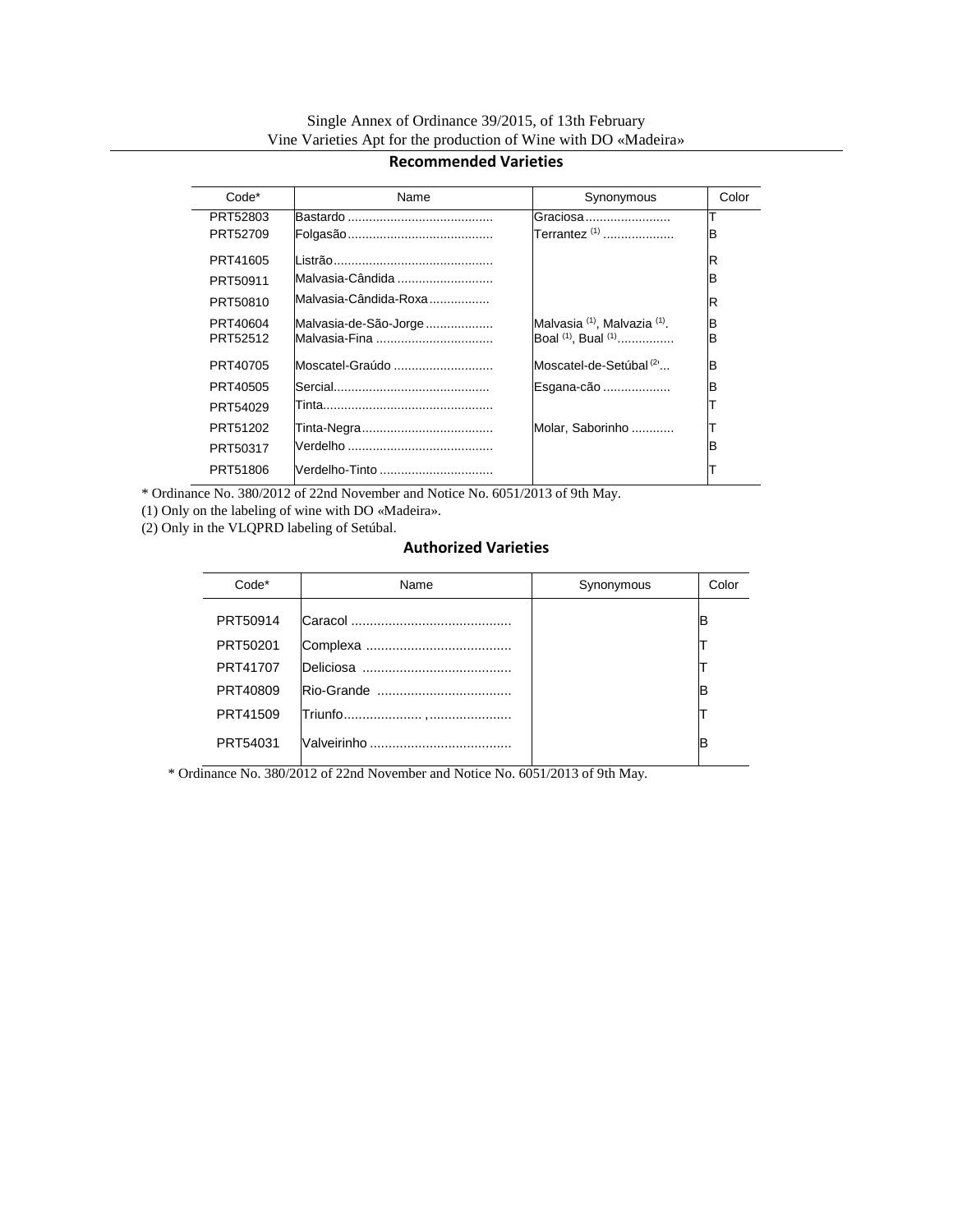Single Annex of Ordinance 39/2015, of 13th February
Vine Varieties Apt for the production of Wine with DO «Madeira»

## Recommended Varieties

| Code* | Name | Synonymous | Color |
|---|---|---|---|
| PRT52803 | Bastardo ......................................... | Graciosa........................ | T |
| PRT52709 | Folgasão......................................... | Terrantez [1] .................... | B |
| PRT41605 | Listrão............................................ | | R |
| PRT50911 | Malvasia-Cândida ........................... | | B |
| PRT50810 | Malvasia-Cândida-Roxa................. | | R |
| PRT40604 | Malvasia-de-São-Jorge................... | Malvasia [1], Malvazia [1]. | B |
| PRT52512 | Malvasia-Fina ................................. | Boal [1], Bual [1]................ | B |
| PRT40705 | Moscatel-Graúdo ............................ | Moscatel-Setúbal [2]... | B |
| PRT40505 | Sercial............................................ | Esgana-cão ................... | B |
| PRT54029 | Tinta................................................ | | T |
| PRT51202 | Tinta-Negra..................................... | Molar, Saborinho ............ | T |
| PRT50317 | Verdelho ......................................... | | B |
| PRT51806 | Verdelho-Tinto ................................ | | T |

* Ordinance No. 380/2012 of 22nd November and Notice No. 6051/2013 of 9th May.

(1) Only on the labeling of wine with DO «Madeira».

(2) Only in the VLQPRD labeling of Setúbal.

## Authorized Varieties

| Code* | Name | Synonymous | Color |
|---|---|---|---|
| PRT50914 | Caracol ........................................... | | B |
| PRT50201 | Complexa ....................................... | | T |
| PRT41707 | Deliciosa ........................................ | | T |
| PRT40809 | Rio-Grande .................................... | | B |
| PRT41509 | Triunfo..................... ,..................... | | T |
| PRT54031 | Valveirinho ...................................... | | B |

* Ordinance No. 380/2012 of 22nd November and Notice No. 6051/2013 of 9th May.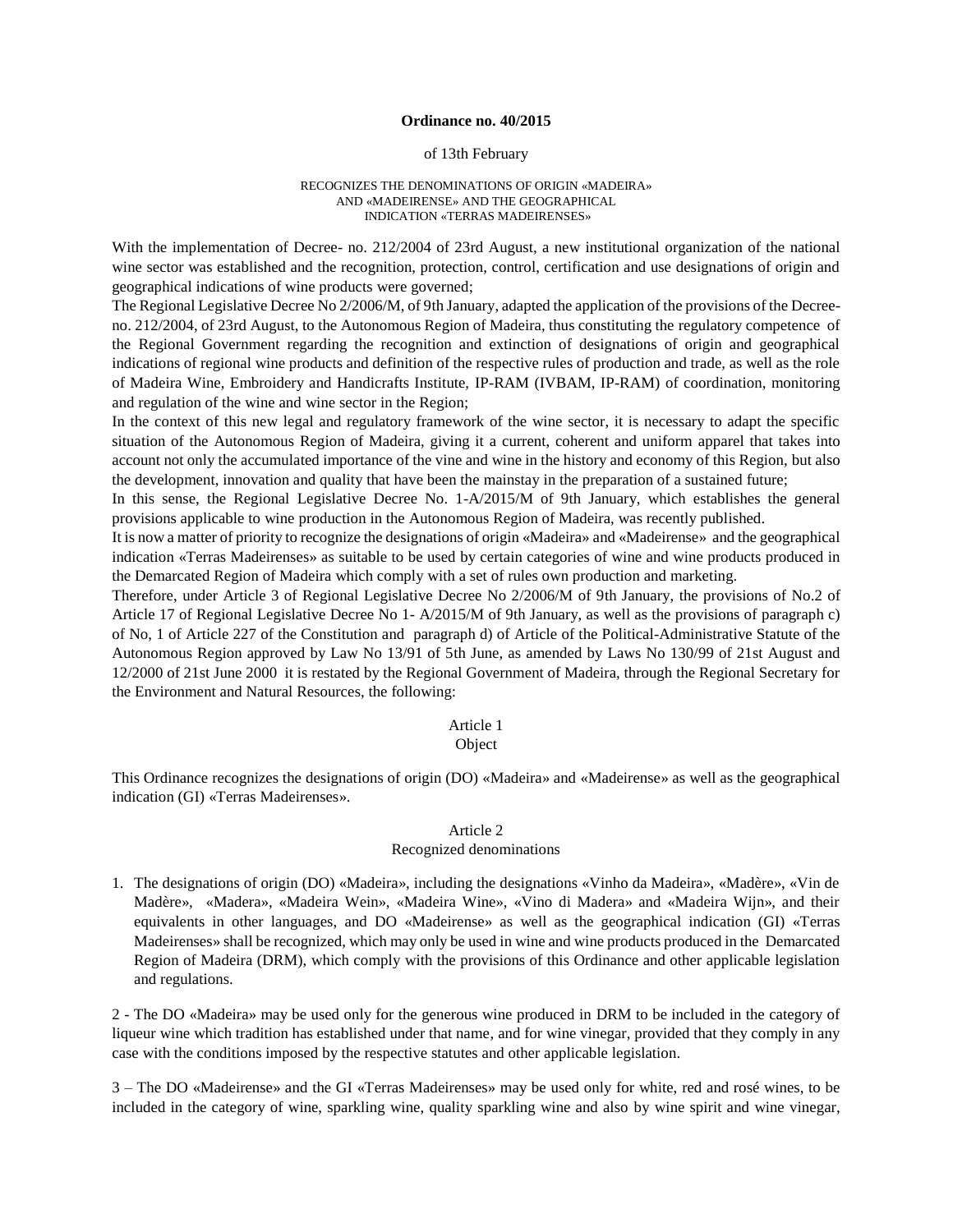**Ordinance no. 40/2015**

of 13th February

RECOGNIZES THE DENOMINATIONS OF ORIGIN «MADEIRA» AND «MADEIRENSE» AND THE GEOGRAPHICAL INDICATION «TERRAS MADEIRENSES»

With the implementation of Decree- no. 212/2004 of 23rd August, a new institutional organization of the national wine sector was established and the recognition, protection, control, certification and use designations of origin and geographical indications of wine products were governed;

The Regional Legislative Decree No 2/2006/M, of 9th January, adapted the application of the provisions of the Decree-no. 212/2004, of 23rd August, to the Autonomous Region of Madeira, thus constituting the regulatory competence of the Regional Government regarding the recognition and extinction of designations of origin and geographical indications of regional wine products and definition of the respective rules of production and trade, as well as the role of Madeira Wine, Embroidery and Handicrafts Institute, IP-RAM (IVBAM, IP-RAM) of coordination, monitoring and regulation of the wine and wine sector in the Region;

In the context of this new legal and regulatory framework of the wine sector, it is necessary to adapt the specific situation of the Autonomous Region of Madeira, giving it a current, coherent and uniform apparel that takes into account not only the accumulated importance of the vine and wine in the history and economy of this Region, but also the development, innovation and quality that have been the mainstay in the preparation of a sustained future;

In this sense, the Regional Legislative Decree No. 1-A/2015/M of 9th January, which establishes the general provisions applicable to wine production in the Autonomous Region of Madeira, was recently published.

It is now a matter of priority to recognize the designations of origin «Madeira» and «Madeirense» and the geographical indication «Terras Madeirenses» as suitable to be used by certain categories of wine and wine products produced in the Demarcated Region of Madeira which comply with a set of rules own production and marketing.

Therefore, under Article 3 of Regional Legislative Decree No 2/2006/M of 9th January, the provisions of No.2 of Article 17 of Regional Legislative Decree No 1- A/2015/M of 9th January, as well as the provisions of paragraph c) of No, 1 of Article 227 of the Constitution and paragraph d) of Article of the Political-Administrative Statute of the Autonomous Region approved by Law No 13/91 of 5th June, as amended by Laws No 130/99 of 21st August and 12/2000 of 21st June 2000 it is restated by the Regional Government of Madeira, through the Regional Secretary for the Environment and Natural Resources, the following:

Article 1
Object

This Ordinance recognizes the designations of origin (DO) «Madeira» and «Madeirense» as well as the geographical indication (GI) «Terras Madeirenses».

Article 2
Recognized denominations

1. The designations of origin (DO) «Madeira», including the designations «Vinho da Madeira», «Madère», «Vin de Madère», «Madera», «Madeira Wein», «Madeira Wine», «Vino di Madera» and «Madeira Wijn», and their equivalents in other languages, and DO «Madeirense» as well as the geographical indication (GI) «Terras Madeirenses» shall be recognized, which may only be used in wine and wine products produced in the Demarcated Region of Madeira (DRM), which comply with the provisions of this Ordinance and other applicable legislation and regulations.

2 - The DO «Madeira» may be used only for the generous wine produced in DRM to be included in the category of liqueur wine which tradition has established under that name, and for wine vinegar, provided that they comply in any case with the conditions imposed by the respective statutes and other applicable legislation.

3 – The DO «Madeirense» and the GI «Terras Madeirenses» may be used only for white, red and rosé wines, to be included in the category of wine, sparkling wine, quality sparkling wine and also by wine spirit and wine vinegar,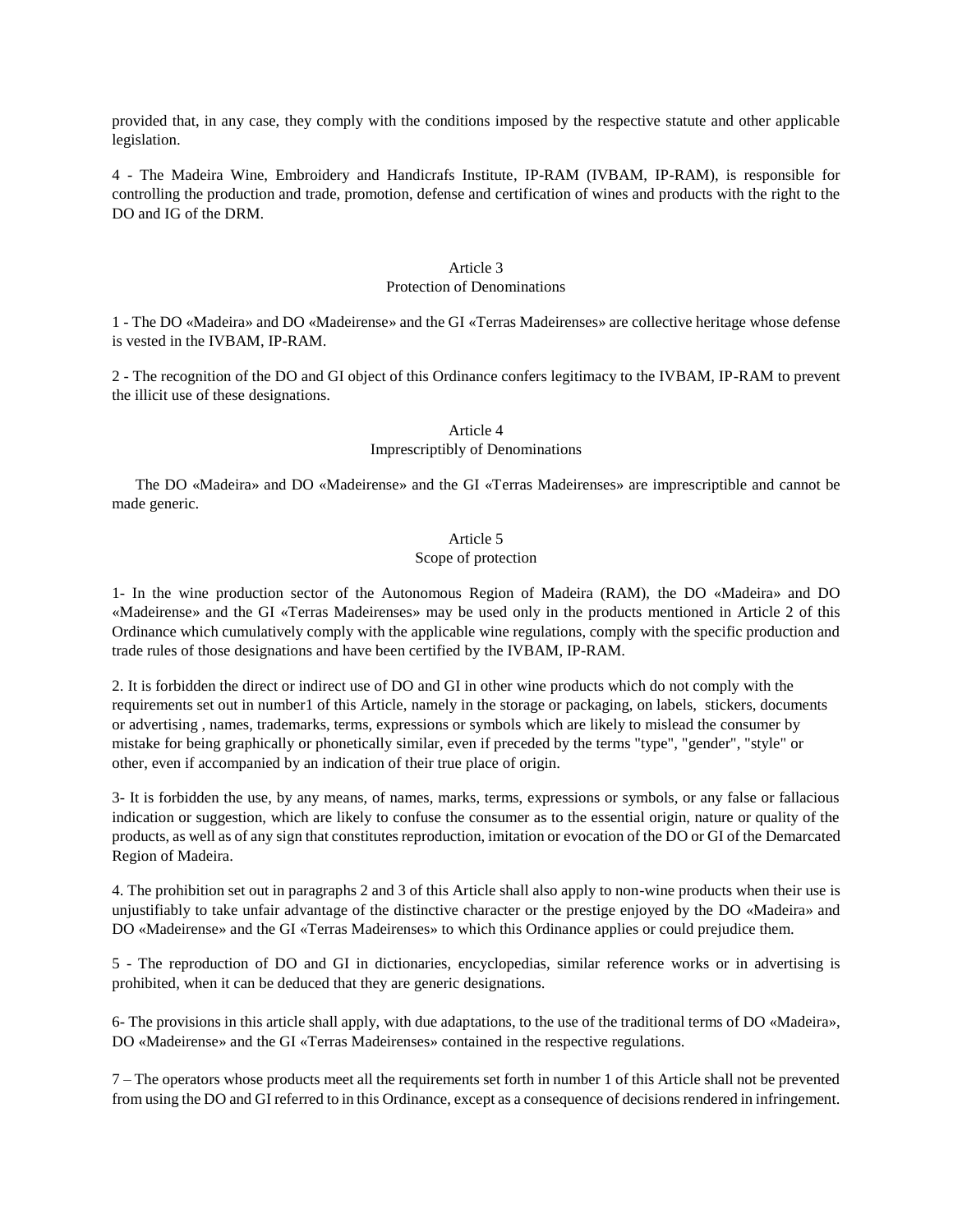provided that, in any case, they comply with the conditions imposed by the respective statute and other applicable legislation.

4 - The Madeira Wine, Embroidery and Handicrafs Institute, IP-RAM (IVBAM, IP-RAM), is responsible for controlling the production and trade, promotion, defense and certification of wines and products with the right to the DO and IG of the DRM.

### Article 3
### Protection of Denominations

1 - The DO «Madeira» and DO «Madeirense» and the GI «Terras Madeirenses» are collective heritage whose defense is vested in the IVBAM, IP-RAM.

2 - The recognition of the DO and GI object of this Ordinance confers legitimacy to the IVBAM, IP-RAM to prevent the illicit use of these designations.

### Article 4
### Imprescriptibly of Denominations

The DO «Madeira» and DO «Madeirense» and the GI «Terras Madeirenses» are imprescriptible and cannot be made generic.

### Article 5
### Scope of protection

1- In the wine production sector of the Autonomous Region of Madeira (RAM), the DO «Madeira» and DO «Madeirense» and the GI «Terras Madeirenses» may be used only in the products mentioned in Article 2 of this Ordinance which cumulatively comply with the applicable wine regulations, comply with the specific production and trade rules of those designations and have been certified by the IVBAM, IP-RAM.

2. It is forbidden the direct or indirect use of DO and GI in other wine products which do not comply with the requirements set out in number1 of this Article, namely in the storage or packaging, on labels, stickers, documents or advertising , names, trademarks, terms, expressions or symbols which are likely to mislead the consumer by mistake for being graphically or phonetically similar, even if preceded by the terms "type", "gender", "style" or other, even if accompanied by an indication of their true place of origin.

3- It is forbidden the use, by any means, of names, marks, terms, expressions or symbols, or any false or fallacious indication or suggestion, which are likely to confuse the consumer as to the essential origin, nature or quality of the products, as well as of any sign that constitutes reproduction, imitation or evocation of the DO or GI of the Demarcated Region of Madeira.

4. The prohibition set out in paragraphs 2 and 3 of this Article shall also apply to non-wine products when their use is unjustifiably to take unfair advantage of the distinctive character or the prestige enjoyed by the DO «Madeira» and DO «Madeirense» and the GI «Terras Madeirenses» to which this Ordinance applies or could prejudice them.

5 - The reproduction of DO and GI in dictionaries, encyclopedias, similar reference works or in advertising is prohibited, when it can be deduced that they are generic designations.

6- The provisions in this article shall apply, with due adaptations, to the use of the traditional terms of DO «Madeira», DO «Madeirense» and the GI «Terras Madeirenses» contained in the respective regulations.

7 – The operators whose products meet all the requirements set forth in number 1 of this Article shall not be prevented from using the DO and GI referred to in this Ordinance, except as a consequence of decisions rendered in infringement.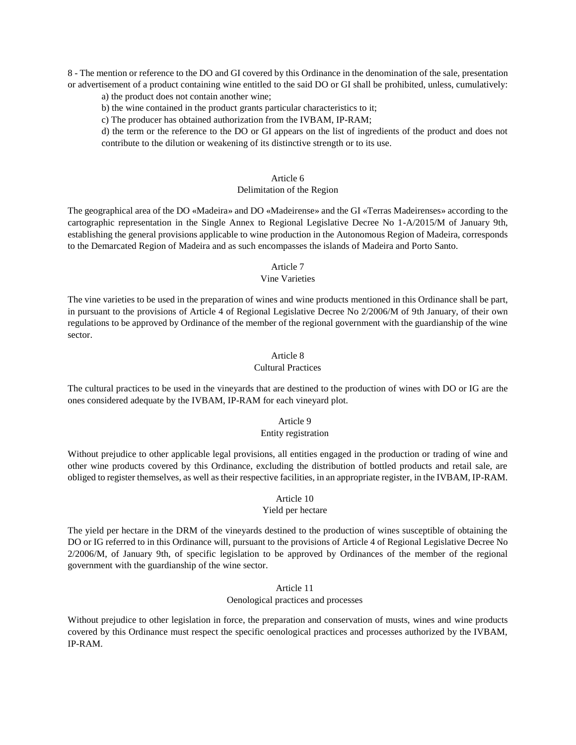8 - The mention or reference to the DO and GI covered by this Ordinance in the denomination of the sale, presentation or advertisement of a product containing wine entitled to the said DO or GI shall be prohibited, unless, cumulatively:

a) the product does not contain another wine;

b) the wine contained in the product grants particular characteristics to it;

c) The producer has obtained authorization from the IVBAM, IP-RAM;

d) the term or the reference to the DO or GI appears on the list of ingredients of the product and does not contribute to the dilution or weakening of its distinctive strength or to its use.

## Article 6
### Delimitation of the Region

The geographical area of the DO «Madeira» and DO «Madeirense» and the GI «Terras Madeirenses» according to the cartographic representation in the Single Annex to Regional Legislative Decree No 1-A/2015/M of January 9th, establishing the general provisions applicable to wine production in the Autonomous Region of Madeira, corresponds to the Demarcated Region of Madeira and as such encompasses the islands of Madeira and Porto Santo.

## Article 7
### Vine Varieties

The vine varieties to be used in the preparation of wines and wine products mentioned in this Ordinance shall be part, in pursuant to the provisions of Article 4 of Regional Legislative Decree No 2/2006/M of 9th January, of their own regulations to be approved by Ordinance of the member of the regional government with the guardianship of the wine sector.

## Article 8
### Cultural Practices

The cultural practices to be used in the vineyards that are destined to the production of wines with DO or IG are the ones considered adequate by the IVBAM, IP-RAM for each vineyard plot.

## Article 9
### Entity registration

Without prejudice to other applicable legal provisions, all entities engaged in the production or trading of wine and other wine products covered by this Ordinance, excluding the distribution of bottled products and retail sale, are obliged to register themselves, as well as their respective facilities, in an appropriate register, in the IVBAM, IP-RAM.

## Article 10
### Yield per hectare

The yield per hectare in the DRM of the vineyards destined to the production of wines susceptible of obtaining the DO or IG referred to in this Ordinance will, pursuant to the provisions of Article 4 of Regional Legislative Decree No 2/2006/M, of January 9th, of specific legislation to be approved by Ordinances of the member of the regional government with the guardianship of the wine sector.

## Article 11
### Oenological practices and processes

Without prejudice to other legislation in force, the preparation and conservation of musts, wines and wine products covered by this Ordinance must respect the specific oenological practices and processes authorized by the IVBAM, IP-RAM.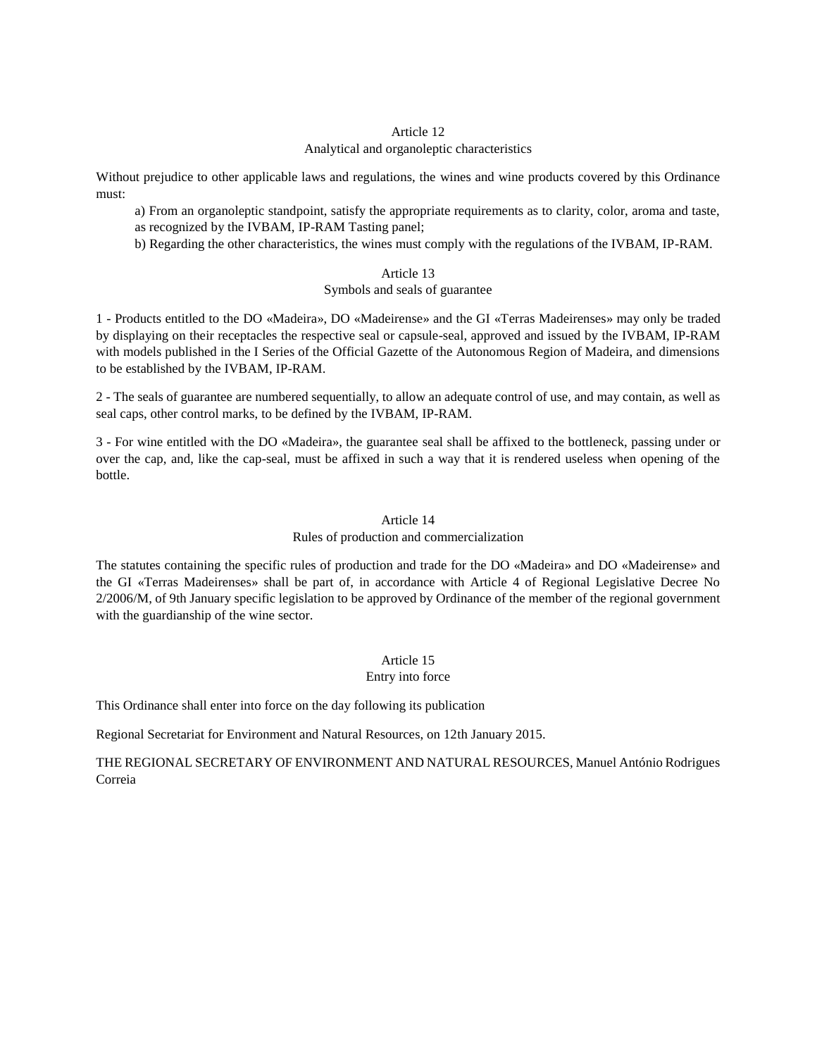### Article 12
### Analytical and organoleptic characteristics

Without prejudice to other applicable laws and regulations, the wines and wine products covered by this Ordinance must:

a) From an organoleptic standpoint, satisfy the appropriate requirements as to clarity, color, aroma and taste, as recognized by the IVBAM, IP-RAM Tasting panel;

b) Regarding the other characteristics, the wines must comply with the regulations of the IVBAM, IP-RAM.

### Article 13
### Symbols and seals of guarantee

1 - Products entitled to the DO «Madeira», DO «Madeirense» and the GI «Terras Madeirenses» may only be traded by displaying on their receptacles the respective seal or capsule-seal, approved and issued by the IVBAM, IP-RAM with models published in the I Series of the Official Gazette of the Autonomous Region of Madeira, and dimensions to be established by the IVBAM, IP-RAM.

2 - The seals of guarantee are numbered sequentially, to allow an adequate control of use, and may contain, as well as seal caps, other control marks, to be defined by the IVBAM, IP-RAM.

3 - For wine entitled with the DO «Madeira», the guarantee seal shall be affixed to the bottleneck, passing under or over the cap, and, like the cap-seal, must be affixed in such a way that it is rendered useless when opening of the bottle.

### Article 14
### Rules of production and commercialization

The statutes containing the specific rules of production and trade for the DO «Madeira» and DO «Madeirense» and the GI «Terras Madeirenses» shall be part of, in accordance with Article 4 of Regional Legislative Decree No 2/2006/M, of 9th January specific legislation to be approved by Ordinance of the member of the regional government with the guardianship of the wine sector.

### Article 15
### Entry into force

This Ordinance shall enter into force on the day following its publication

Regional Secretariat for Environment and Natural Resources, on 12th January 2015.

THE REGIONAL SECRETARY OF ENVIRONMENT AND NATURAL RESOURCES, Manuel António Rodrigues Correia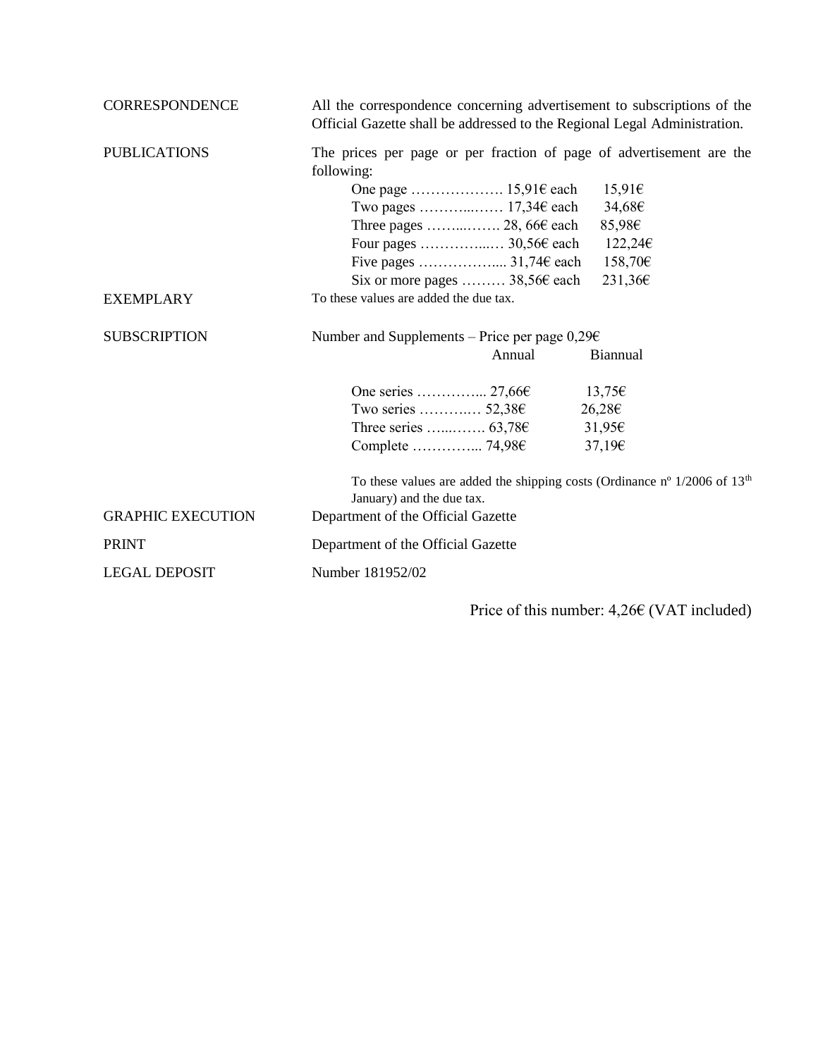CORRESPONDENCE — All the correspondence concerning advertisement to subscriptions of the Official Gazette shall be addressed to the Regional Legal Administration.

PUBLICATIONS — The prices per page or per fraction of page of advertisement are the following:

| | | |
|---|---|---|
| One page ………………. | 15,91€ each | 15,91€ |
| Two pages ………...…… | 17,34€ each | 34,68€ |
| Three pages ……...……. | 28, 66€ each | 85,98€ |
| Four pages …………...… | 30,56€ each | 122,24€ |
| Five pages …………….... | 31,74€ each | 158,70€ |
| Six or more pages ……… | 38,56€ each | 231,36€ |

EXEMPLARY — To these values are added the due tax.

SUBSCRIPTION — Number and Supplements – Price per page 0,29€

| | Annual | Biannual |
|---|---|---|
| One series …………... | 27,66€ | 13,75€ |
| Two series ………..… | 52,38€ | 26,28€ |
| Three series …...……. | 63,78€ | 31,95€ |
| Complete …………... | 74,98€ | 37,19€ |

To these values are added the shipping costs (Ordinance nº 1/2006 of 13th January) and the due tax.

GRAPHIC EXECUTION — Department of the Official Gazette

PRINT — Department of the Official Gazette

LEGAL DEPOSIT — Number 181952/02

Price of this number: 4,26€ (VAT included)